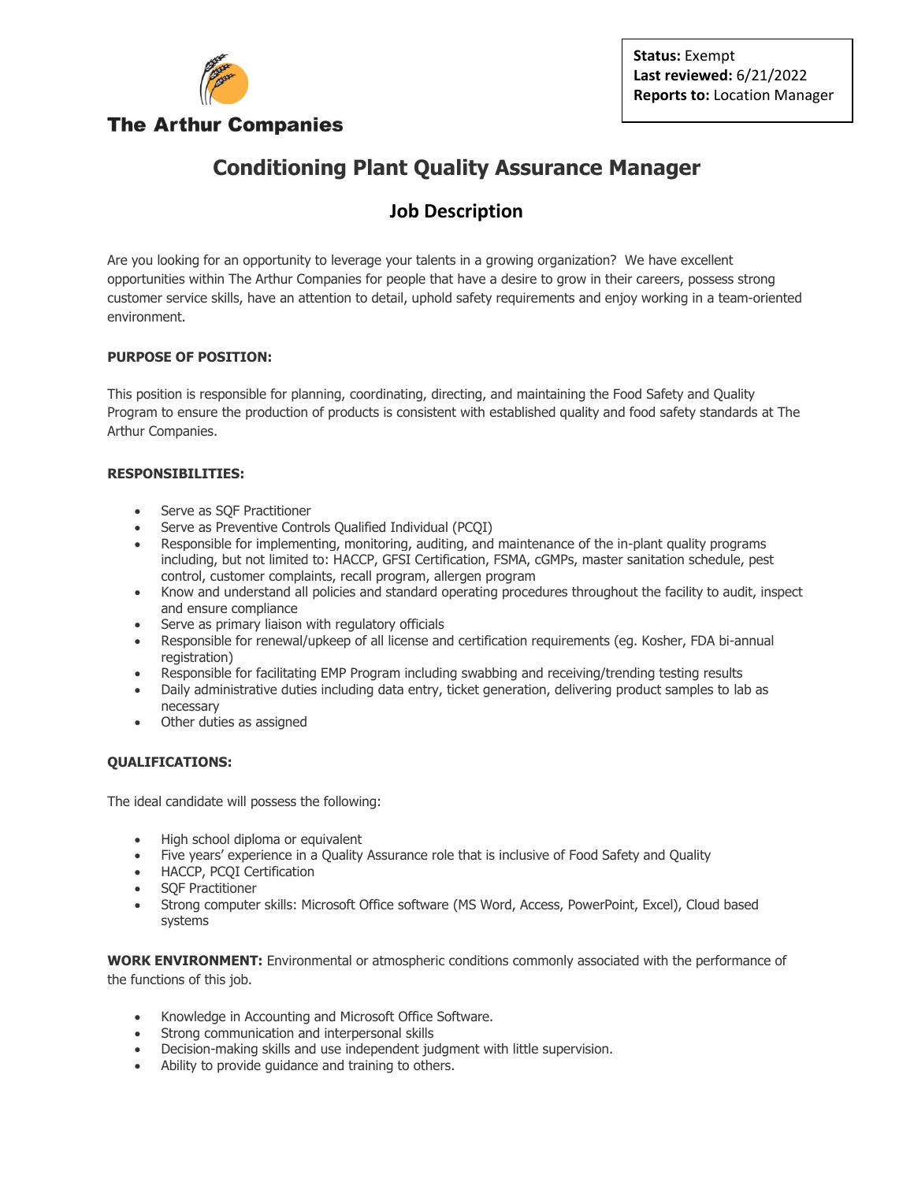**The Arthur Companies**

**Status:** Exempt
**Last reviewed:** 6/21/2022
**Reports to:** Location Manager

# Conditioning Plant Quality Assurance Manager

## Job Description

Are you looking for an opportunity to leverage your talents in a growing organization? We have excellent opportunities within The Arthur Companies for people that have a desire to grow in their careers, possess strong customer service skills, have an attention to detail, uphold safety requirements and enjoy working in a team-oriented environment.

**PURPOSE OF POSITION:**

This position is responsible for planning, coordinating, directing, and maintaining the Food Safety and Quality Program to ensure the production of products is consistent with established quality and food safety standards at The Arthur Companies.

**RESPONSIBILITIES:**

- Serve as SQF Practitioner
- Serve as Preventive Controls Qualified Individual (PCQI)
- Responsible for implementing, monitoring, auditing, and maintenance of the in-plant quality programs including, but not limited to: HACCP, GFSI Certification, FSMA, cGMPs, master sanitation schedule, pest control, customer complaints, recall program, allergen program
- Know and understand all policies and standard operating procedures throughout the facility to audit, inspect and ensure compliance
- Serve as primary liaison with regulatory officials
- Responsible for renewal/upkeep of all license and certification requirements (eg. Kosher, FDA bi-annual registration)
- Responsible for facilitating EMP Program including swabbing and receiving/trending testing results
- Daily administrative duties including data entry, ticket generation, delivering product samples to lab as necessary
- Other duties as assigned

**QUALIFICATIONS:**

The ideal candidate will possess the following:

- High school diploma or equivalent
- Five years' experience in a Quality Assurance role that is inclusive of Food Safety and Quality
- HACCP, PCQI Certification
- SQF Practitioner
- Strong computer skills: Microsoft Office software (MS Word, Access, PowerPoint, Excel), Cloud based systems

**WORK ENVIRONMENT:** Environmental or atmospheric conditions commonly associated with the performance of the functions of this job.

- Knowledge in Accounting and Microsoft Office Software.
- Strong communication and interpersonal skills
- Decision-making skills and use independent judgment with little supervision.
- Ability to provide guidance and training to others.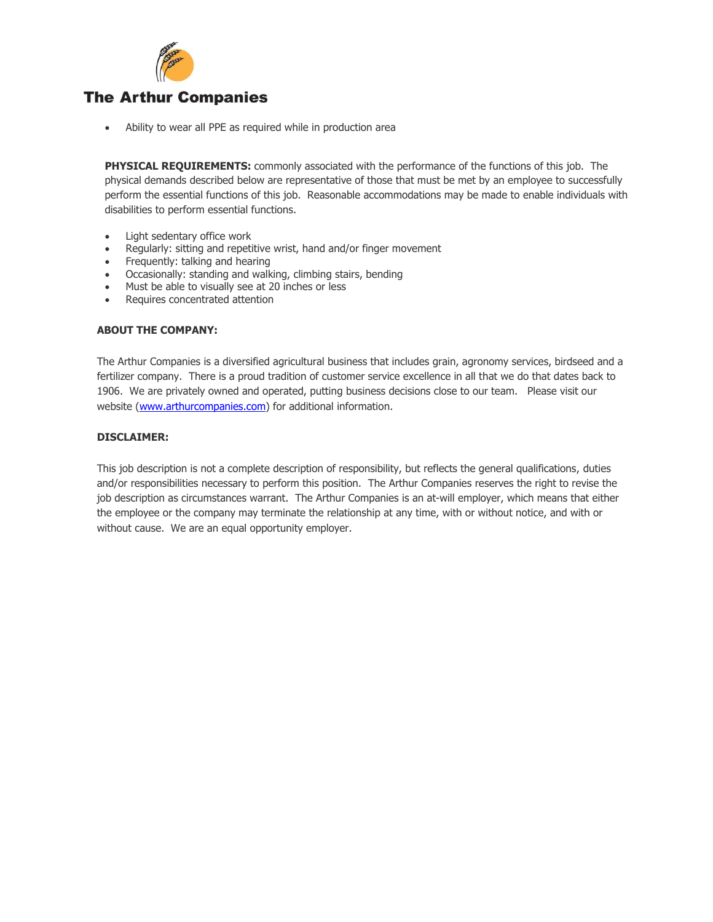- Ability to wear all PPE as required while in production area

**PHYSICAL REQUIREMENTS:** commonly associated with the performance of the functions of this job. The physical demands described below are representative of those that must be met by an employee to successfully perform the essential functions of this job. Reasonable accommodations may be made to enable individuals with disabilities to perform essential functions.

- Light sedentary office work
- Regularly: sitting and repetitive wrist, hand and/or finger movement
- Frequently: talking and hearing
- Occasionally: standing and walking, climbing stairs, bending
- Must be able to visually see at 20 inches or less
- Requires concentrated attention

**ABOUT THE COMPANY:**

The Arthur Companies is a diversified agricultural business that includes grain, agronomy services, birdseed and a fertilizer company. There is a proud tradition of customer service excellence in all that we do that dates back to 1906. We are privately owned and operated, putting business decisions close to our team. Please visit our website ([www.arthurcompanies.com](http://www.arthurcompanies.com)) for additional information.

**DISCLAIMER:**

This job description is not a complete description of responsibility, but reflects the general qualifications, duties and/or responsibilities necessary to perform this position. The Arthur Companies reserves the right to revise the job description as circumstances warrant. The Arthur Companies is an at-will employer, which means that either the employee or the company may terminate the relationship at any time, with or without notice, and with or without cause. We are an equal opportunity employer.